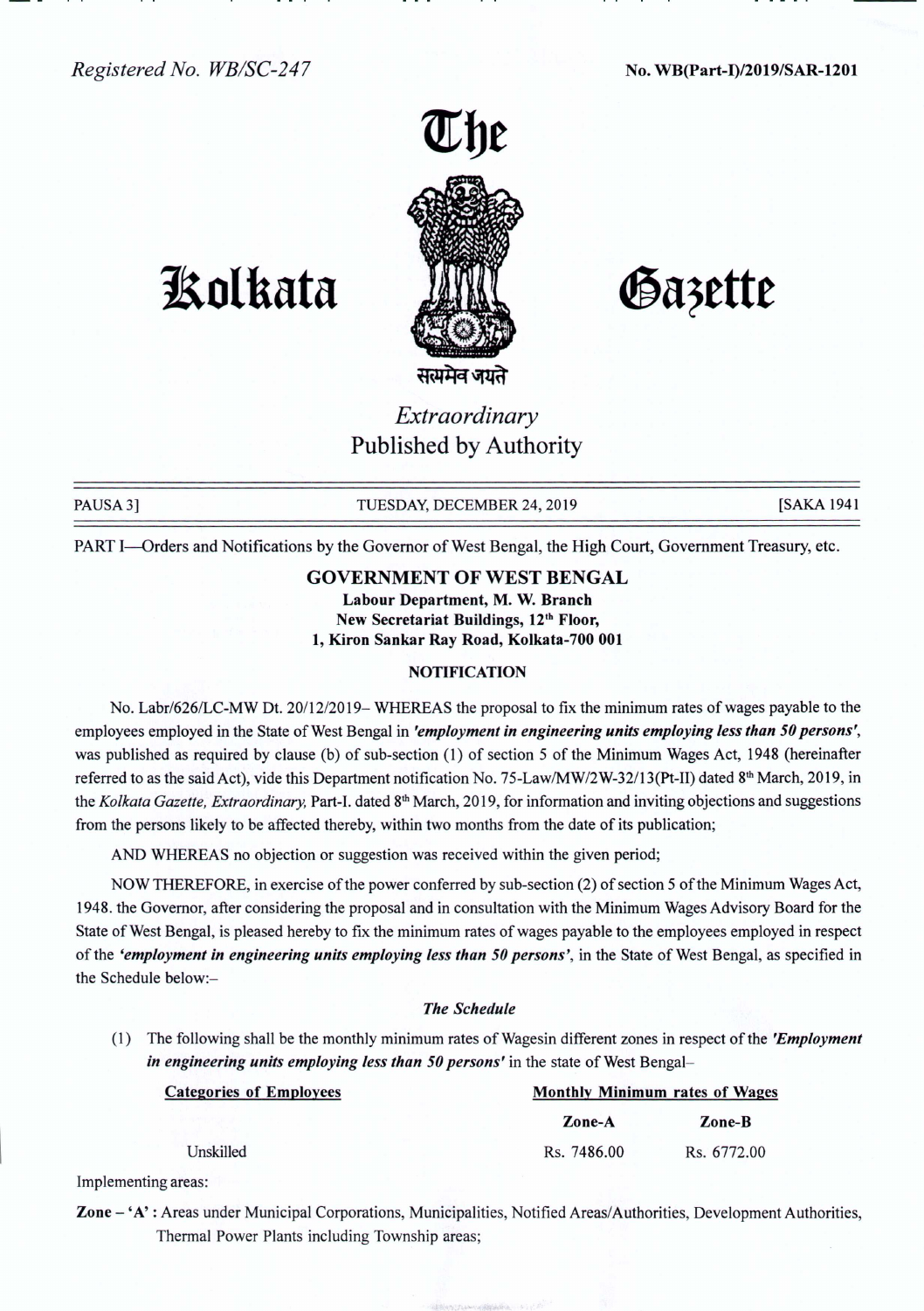Registered No. WB/SC-247

No. WB(Part-I)/2019/SAR-1201

# The Kolkata Gazette

सत्यमेव जयते

*Extraordinary*

Published by Authority

PAUSA 3] TUESDAY, DECEMBER 24, 2019 [SAKA 1941

PART I—Orders and Notifications by the Governor of West Bengal, the High Court, Government Treasury, etc.

## GOVERNMENT OF WEST BENGAL

**Labour Department, M. W. Branch**
**New Secretariat Buildings, 12th Floor,**
**1, Kiron Sankar Ray Road, Kolkata-700 001**

### NOTIFICATION

No. Labr/626/LC-MW Dt. 20/12/2019– WHEREAS the proposal to fix the minimum rates of wages payable to the employees employed in the State of West Bengal in ***'employment in engineering units employing less than 50 persons'***, was published as required by clause (b) of sub-section (1) of section 5 of the Minimum Wages Act, 1948 (hereinafter referred to as the said Act), vide this Department notification No. 75-Law/MW/2W-32/13(Pt-II) dated 8th March, 2019, in the *Kolkata Gazette, Extraordinary,* Part-I. dated 8th March, 2019, for information and inviting objections and suggestions from the persons likely to be affected thereby, within two months from the date of its publication;

AND WHEREAS no objection or suggestion was received within the given period;

NOW THEREFORE, in exercise of the power conferred by sub-section (2) of section 5 of the Minimum Wages Act, 1948. the Governor, after considering the proposal and in consultation with the Minimum Wages Advisory Board for the State of West Bengal, is pleased hereby to fix the minimum rates of wages payable to the employees employed in respect of the ***'employment in engineering units employing less than 50 persons'***, in the State of West Bengal, as specified in the Schedule below:–

#### *The Schedule*

(1) The following shall be the monthly minimum rates of Wagesin different zones in respect of the ***'Employment in engineering units employing less than 50 persons'*** in the state of West Bengal–

| Categories of Employees | Monthly Minimum rates of Wages | |
|---|---|---|
| | **Zone-A** | **Zone-B** |
| Unskilled | Rs. 7486.00 | Rs. 6772.00 |

Implementing areas:

**Zone – 'A' :** Areas under Municipal Corporations, Municipalities, Notified Areas/Authorities, Development Authorities, Thermal Power Plants including Township areas;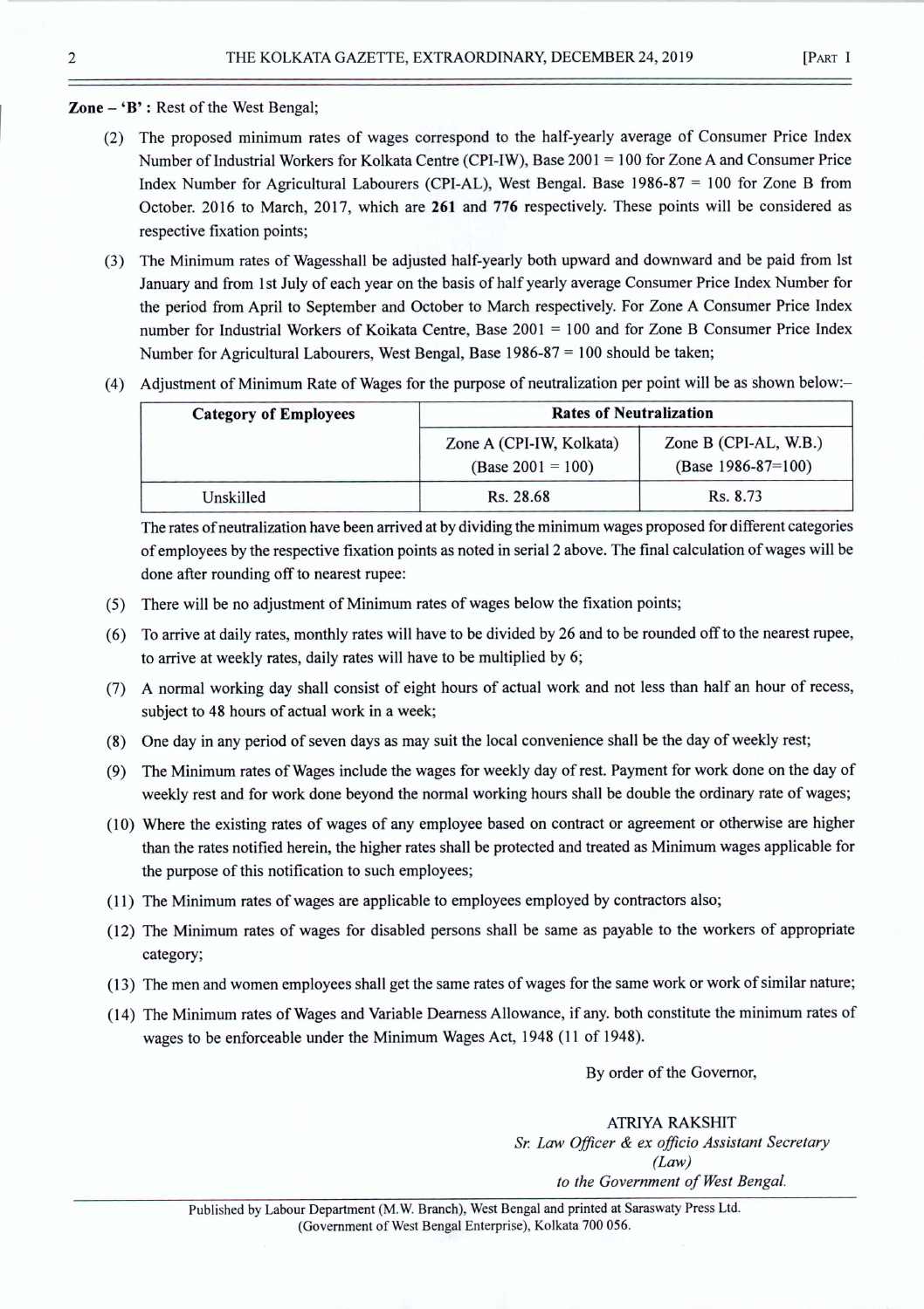**Zone – 'B'** : Rest of the West Bengal;

(2) The proposed minimum rates of wages correspond to the half-yearly average of Consumer Price Index Number of Industrial Workers for Kolkata Centre (CPI-IW), Base 2001 = 100 for Zone A and Consumer Price Index Number for Agricultural Labourers (CPI-AL), West Bengal. Base 1986-87 = 100 for Zone B from October. 2016 to March, 2017, which are **261** and **776** respectively. These points will be considered as respective fixation points;

(3) The Minimum rates of Wagesshall be adjusted half-yearly both upward and downward and be paid from lst January and from 1st July of each year on the basis of half yearly average Consumer Price Index Number for the period from April to September and October to March respectively. For Zone A Consumer Price Index number for Industrial Workers of Koikata Centre, Base 2001 = 100 and for Zone B Consumer Price Index Number for Agricultural Labourers, West Bengal, Base 1986-87 = 100 should be taken;

(4) Adjustment of Minimum Rate of Wages for the purpose of neutralization per point will be as shown below:–

| Category of Employees | Rates of Neutralization | |
|---|---|---|
| | Zone A (CPI-IW, Kolkata) (Base 2001 = 100) | Zone B (CPI-AL, W.B.) (Base 1986-87=100) |
| Unskilled | Rs. 28.68 | Rs. 8.73 |

The rates of neutralization have been arrived at by dividing the minimum wages proposed for different categories of employees by the respective fixation points as noted in serial 2 above. The final calculation of wages will be done after rounding off to nearest rupee:

(5) There will be no adjustment of Minimum rates of wages below the fixation points;

(6) To arrive at daily rates, monthly rates will have to be divided by 26 and to be rounded off to the nearest rupee, to arrive at weekly rates, daily rates will have to be multiplied by 6;

(7) A normal working day shall consist of eight hours of actual work and not less than half an hour of recess, subject to 48 hours of actual work in a week;

(8) One day in any period of seven days as may suit the local convenience shall be the day of weekly rest;

(9) The Minimum rates of Wages include the wages for weekly day of rest. Payment for work done on the day of weekly rest and for work done beyond the normal working hours shall be double the ordinary rate of wages;

(10) Where the existing rates of wages of any employee based on contract or agreement or otherwise are higher than the rates notified herein, the higher rates shall be protected and treated as Minimum wages applicable for the purpose of this notification to such employees;

(11) The Minimum rates of wages are applicable to employees employed by contractors also;

(12) The Minimum rates of wages for disabled persons shall be same as payable to the workers of appropriate category;

(13) The men and women employees shall get the same rates of wages for the same work or work of similar nature;

(14) The Minimum rates of Wages and Variable Dearness Allowance, if any. both constitute the minimum rates of wages to be enforceable under the Minimum Wages Act, 1948 (11 of 1948).

By order of the Governor,

ATRIYA RAKSHIT
*Sr. Law Officer & ex officio Assistant Secretary (Law) to the Government of West Bengal.*

Published by Labour Department (M.W. Branch), West Bengal and printed at Saraswaty Press Ltd. (Government of West Bengal Enterprise), Kolkata 700 056.